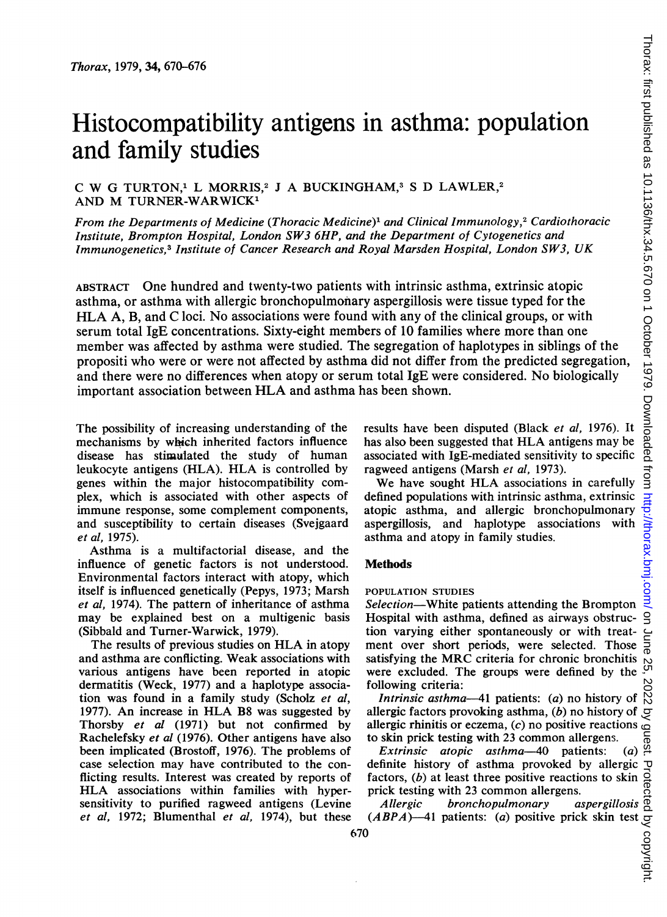# Histocompatibility antigens in asthma: population and family studies

C W G TURTON,[1] L MORRIS,[2] J A BUCKINGHAM,[3] S D LAWLER,[2] AND M TURNER-WARWICK[1]

*From the Departments of Medicine (Thoracic Medicine)[1] and Clinical Immunology,[2] Cardiothoracic Institute, Brompton Hospital, London SW3 6HP, and the Department of Cytogenetics and Immunogenetics,[3] Institute of Cancer Research and Royal Marsden Hospital, London SW3, UK*

ABSTRACT One hundred and twenty-two patients with intrinsic asthma, extrinsic atopic asthma, or asthma with allergic bronchopulmonary aspergillosis were tissue typed for the HLA A, B, and C loci. No associations were found with any of the clinical groups, or with serum total IgE concentrations. Sixty-eight members of 10 families where more than one member was affected by asthma were studied. The segregation of haplotypes in siblings of the propositi who were or were not affected by asthma did not differ from the predicted segregation, and there were no differences when atopy or serum total IgE were considered. No biologically important association between HLA and asthma has been shown.

The possibility of increasing understanding of the mechanisms by which inherited factors influence disease has stimulated the study of human leukocyte antigens (HLA). HLA is controlled by genes within the major histocompatibility complex, which is associated with other aspects of immune response, some complement components, and susceptibility to certain diseases (Svejgaard *et al*, 1975).

Asthma is a multifactorial disease, and the influence of genetic factors is not understood. Environmental factors interact with atopy, which itself is influenced genetically (Pepys, 1973; Marsh *et al*, 1974). The pattern of inheritance of asthma may be explained best on a multigenic basis (Sibbald and Turner-Warwick, 1979).

The results of previous studies on HLA in atopy and asthma are conflicting. Weak associations with various antigens have been reported in atopic dermatitis (Weck, 1977) and a haplotype association was found in a family study (Scholz *et al*, 1977). An increase in HLA B8 was suggested by Thorsby *et al* (1971) but not confirmed by Rachelefsky *et al* (1976). Other antigens have also been implicated (Brostoff, 1976). The problems of case selection may have contributed to the conflicting results. Interest was created by reports of HLA associations within families with hypersensitivity to purified ragweed antigens (Levine *et al*, 1972; Blumenthal *et al*, 1974), but these results have been disputed (Black *et al*, 1976). It has also been suggested that HLA antigens may be associated with IgE-mediated sensitivity to specific ragweed antigens (Marsh *et al*, 1973).

We have sought HLA associations in carefully defined populations with intrinsic asthma, extrinsic atopic asthma, and allergic bronchopulmonary aspergillosis, and haplotype associations with asthma and atopy in family studies.

## Methods

### POPULATION STUDIES

*Selection*—White patients attending the Brompton Hospital with asthma, defined as airways obstruction varying either spontaneously or with treatment over short periods, were selected. Those satisfying the MRC criteria for chronic bronchitis were excluded. The groups were defined by the following criteria:

*Intrinsic asthma*—41 patients: (*a*) no history of allergic factors provoking asthma, (*b*) no history of allergic rhinitis or eczema, (*c*) no positive reactions to skin prick testing with 23 common allergens.

*Extrinsic atopic asthma*—40 patients: (*a*) definite history of asthma provoked by allergic factors, (*b*) at least three positive reactions to skin prick testing with 23 common allergens.

*Allergic bronchopulmonary aspergillosis (ABPA)*—41 patients: (*a*) positive prick skin test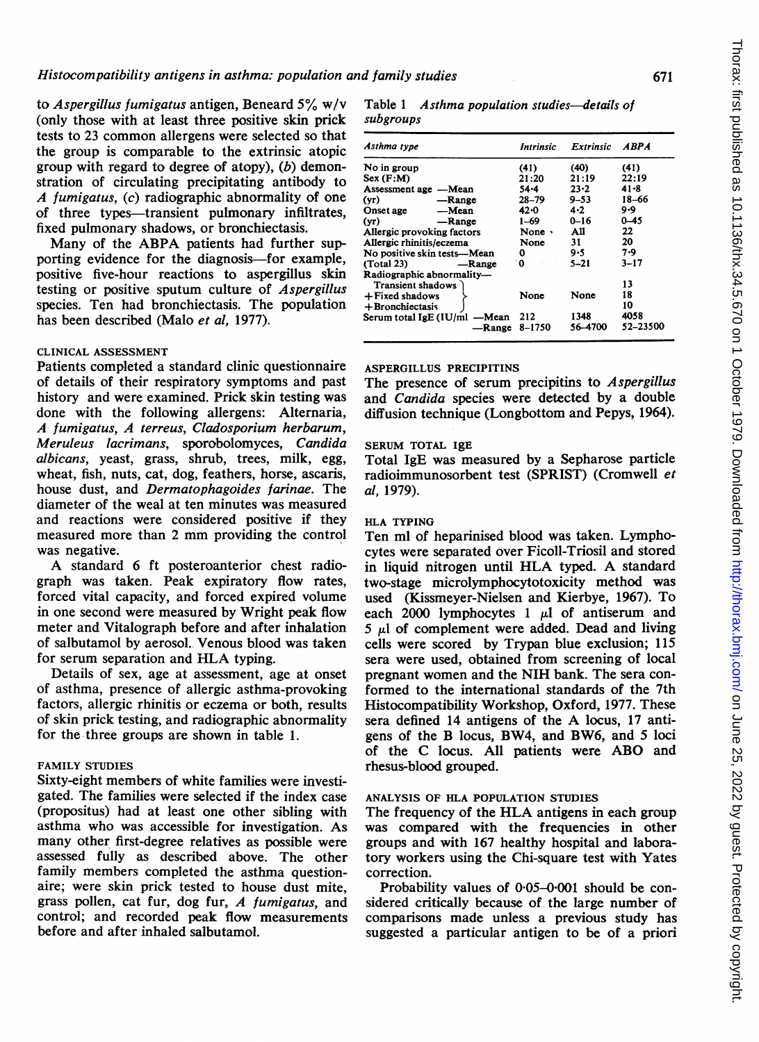to *Aspergillus fumigatus* antigen, Beneard 5% w/v (only those with at least three positive skin prick tests to 23 common allergens were selected so that the group is comparable to the extrinsic atopic group with regard to degree of atopy), (*b*) demonstration of circulating precipitating antibody to *A fumigatus*, (*c*) radiographic abnormality of one of three types—transient pulmonary infiltrates, fixed pulmonary shadows, or bronchiectasis.

Many of the ABPA patients had further supporting evidence for the diagnosis—for example, positive five-hour reactions to aspergillus skin testing or positive sputum culture of *Aspergillus* species. Ten had bronchiectasis. The population has been described (Malo *et al*, 1977).

### CLINICAL ASSESSMENT

Patients completed a standard clinic questionnaire of details of their respiratory symptoms and past history and were examined. Prick skin testing was done with the following allergens: Alternaria, *A fumigatus*, *A terreus*, *Cladosporium herbarum*, *Meruleus lacrimans*, sporobolomyces, *Candida albicans*, yeast, grass, shrub, trees, milk, egg, wheat, fish, nuts, cat, dog, feathers, horse, ascaris, house dust, and *Dermatophagoides farinae*. The diameter of the weal at ten minutes was measured and reactions were considered positive if they measured more than 2 mm providing the control was negative.

A standard 6 ft posteroanterior chest radiograph was taken. Peak expiratory flow rates, forced vital capacity, and forced expired volume in one second were measured by Wright peak flow meter and Vitalograph before and after inhalation of salbutamol by aerosol. Venous blood was taken for serum separation and HLA typing.

Details of sex, age at assessment, age at onset of asthma, presence of allergic asthma-provoking factors, allergic rhinitis or eczema or both, results of skin prick testing, and radiographic abnormality for the three groups are shown in table 1.

### FAMILY STUDIES

Sixty-eight members of white families were investigated. The families were selected if the index case (propositus) had at least one other sibling with asthma who was accessible for investigation. As many other first-degree relatives as possible were assessed fully as described above. The other family members completed the asthma questionnaire; were skin prick tested to house dust mite, grass pollen, cat fur, dog fur, *A fumigatus*, and control; and recorded peak flow measurements before and after inhaled salbutamol.

Table 1 *Asthma population studies—details of subgroups*

| Asthma type | | Intrinsic | Extrinsic | ABPA |
|---|---|---|---|---|
| No in group | | (41) | (40) | (41) |
| Sex (F:M) | | 21:20 | 21:19 | 22:19 |
| Assessment age (yr) | —Mean | 54·4 | 23·2 | 41·8 |
| | —Range | 28–79 | 9–53 | 18–66 |
| Onset age (yr) | —Mean | 42·0 | 4·2 | 9·9 |
| | —Range | 1–69 | 0–16 | 0–45 |
| Allergic provoking factors | | None | All | 22 |
| Allergic rhinitis/eczema | | None | 31 | 20 |
| No positive skin tests (Total 23) | —Mean | 0 | 9·5 | 7·9 |
| | —Range | 0 | 5–21 | 3–17 |
| Radiographic abnormality— | | | | |
| Transient shadows | | None | None | 13 |
| +Fixed shadows | | | | 18 |
| +Bronchiectasis | | | | 10 |
| Serum total IgE (IU/ml) | —Mean | 212 | 1348 | 4058 |
| | —Range | 8–1750 | 56–4700 | 52–23500 |

### ASPERGILLUS PRECIPITINS

The presence of serum precipitins to *Aspergillus* and *Candida* species were detected by a double diffusion technique (Longbottom and Pepys, 1964).

### SERUM TOTAL IgE

Total IgE was measured by a Sepharose particle radioimmunosorbent test (SPRIST) (Cromwell *et al*, 1979).

### HLA TYPING

Ten ml of heparinised blood was taken. Lymphocytes were separated over Ficoll-Triosil and stored in liquid nitrogen until HLA typed. A standard two-stage microlymphocytotoxicity method was used (Kissmeyer-Nielsen and Kierbye, 1967). To each 2000 lymphocytes 1 μl of antiserum and 5 μl of complement were added. Dead and living cells were scored by Trypan blue exclusion; 115 sera were used, obtained from screening of local pregnant women and the NIH bank. The sera conformed to the international standards of the 7th Histocompatibility Workshop, Oxford, 1977. These sera defined 14 antigens of the A locus, 17 antigens of the B locus, BW4, and BW6, and 5 loci of the C locus. All patients were ABO and rhesus-blood grouped.

### ANALYSIS OF HLA POPULATION STUDIES

The frequency of the HLA antigens in each group was compared with the frequencies in other groups and with 167 healthy hospital and laboratory workers using the Chi-square test with Yates correction.

Probability values of 0·05–0·001 should be considered critically because of the large number of comparisons made unless a previous study has suggested a particular antigen to be of a priori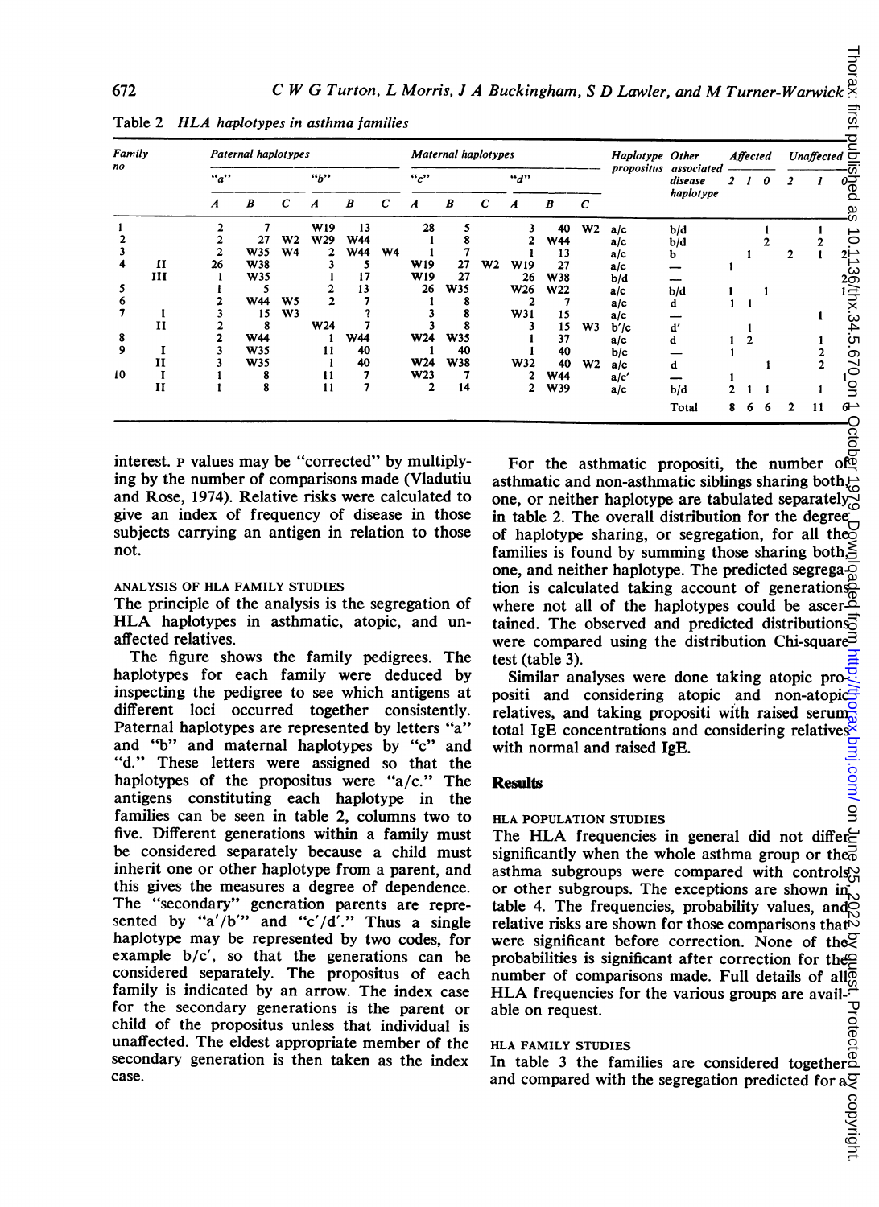Table 2 *HLA haplotypes in asthma families*

| Family no | | Paternal haplotypes "a" A | B | C | "b" A | B | C | Maternal haplotypes "c" A | B | C | "d" A | B | C | Haplotype propositus | Other associated disease haplotype | Affected 2 | 1 | 0 | Unaffected 2 | 1 | 0 |
|---|---|---|---|---|---|---|---|---|---|---|---|---|---|---|---|---|---|---|---|---|---|
| 1 | | 2 | 7 | | W19 | 13 | | 28 | 5 | | 3 | 40 | W2 | a/c | b/d | | | 1 | | 1 | |
| 2 | | 2 | 27 | W2 | W29 | W44 | | 1 | 8 | | 2 | W44 | | a/c | b/d | | | 2 | | 2 | |
| 3 | | 2 | W35 | W4 | 2 | W44 | W4 | 1 | 7 | | 1 | 13 | | a/c | b | | 1 | | 2 | 1 | 2 |
| 4 | II | 26 | W38 | | 3 | 5 | | W19 | 27 | W2 | W19 | 27 | | a/c | — | 1 | | | | | |
| | III | 1 | W35 | | 1 | 17 | | W19 | 27 | | 26 | W38 | | b/d | — | | | | | | 2 |
| 5 | | 1 | 5 | | 2 | 13 | | 26 | W35 | | W26 | W22 | | a/c | b/d | 1 | | 1 | | | 1 |
| 6 | | 2 | W44 | W5 | 2 | 7 | | 1 | 8 | | 2 | 7 | | a/c | d | 1 | 1 | | | | |
| 7 | I | 3 | 15 | W3 | | ? | | 3 | 8 | | W31 | 15 | | a/c | — | | | | | 1 | |
| | II | 2 | 8 | | W24 | 7 | | 3 | 8 | | 3 | 15 | W3 | b'/c | d' | | 1 | | | | |
| 8 | | 2 | W44 | | 1 | W44 | | W24 | W35 | | 1 | 37 | | a/c | d | 1 | 2 | | | 1 | |
| 9 | I | 3 | W35 | | 11 | 40 | | 1 | 40 | | 1 | 40 | | b/c | — | 1 | | | | 2 | |
| | II | 3 | W35 | | 1 | 40 | | W24 | W38 | | W32 | 40 | W2 | a/c | d | | | 1 | | 2 | |
| 10 | I | 1 | 8 | | 11 | 7 | | W23 | 7 | | 2 | W44 | | a/c' | — | 1 | | | | | 1 |
| | II | 1 | 8 | | 11 | 7 | | 2 | 14 | | 2 | W39 | | a/c | b/d | 2 | 1 | 1 | | 1 | |
| | | | | | | | | | | | | | | | Total | 8 | 6 | 6 | 2 | 11 | 6 |

interest. P values may be "corrected" by multiplying by the number of comparisons made (Vladutiu and Rose, 1974). Relative risks were calculated to give an index of frequency of disease in those subjects carrying an antigen in relation to those not.

### ANALYSIS OF HLA FAMILY STUDIES

The principle of the analysis is the segregation of HLA haplotypes in asthmatic, atopic, and unaffected relatives.

The figure shows the family pedigrees. The haplotypes for each family were deduced by inspecting the pedigree to see which antigens at different loci occurred together consistently. Paternal haplotypes are represented by letters "a" and "b" and maternal haplotypes by "c" and "d." These letters were assigned so that the haplotypes of the propositus were "a/c." The antigens constituting each haplotype in the families can be seen in table 2, columns two to five. Different generations within a family must be considered separately because a child must inherit one or other haplotype from a parent, and this gives the measures a degree of dependence. The "secondary" generation parents are represented by "a'/b'" and "c'/d'." Thus a single haplotype may be represented by two codes, for example b/c', so that the generations can be considered separately. The propositus of each family is indicated by an arrow. The index case for the secondary generations is the parent or child of the propositus unless that individual is unaffected. The eldest appropriate member of the secondary generation is then taken as the index case.

For the asthmatic propositi, the number of asthmatic and non-asthmatic siblings sharing both, one, or neither haplotype are tabulated separately in table 2. The overall distribution for the degree of haplotype sharing, or segregation, for all the families is found by summing those sharing both, one, and neither haplotype. The predicted segregation is calculated taking account of generations where not all of the haplotypes could be ascertained. The observed and predicted distributions were compared using the distribution Chi-square test (table 3).

Similar analyses were done taking atopic propositi and considering atopic and non-atopic relatives, and taking propositi with raised serum total IgE concentrations and considering relatives with normal and raised IgE.

## Results

### HLA POPULATION STUDIES

The HLA frequencies in general did not differ significantly when the whole asthma group or the asthma subgroups were compared with controls or other subgroups. The exceptions are shown in table 4. The frequencies, probability values, and relative risks are shown for those comparisons that were significant before correction. None of the probabilities is significant after correction for the number of comparisons made. Full details of all HLA frequencies for the various groups are available on request.

### HLA FAMILY STUDIES

In table 3 the families are considered together and compared with the segregation predicted for a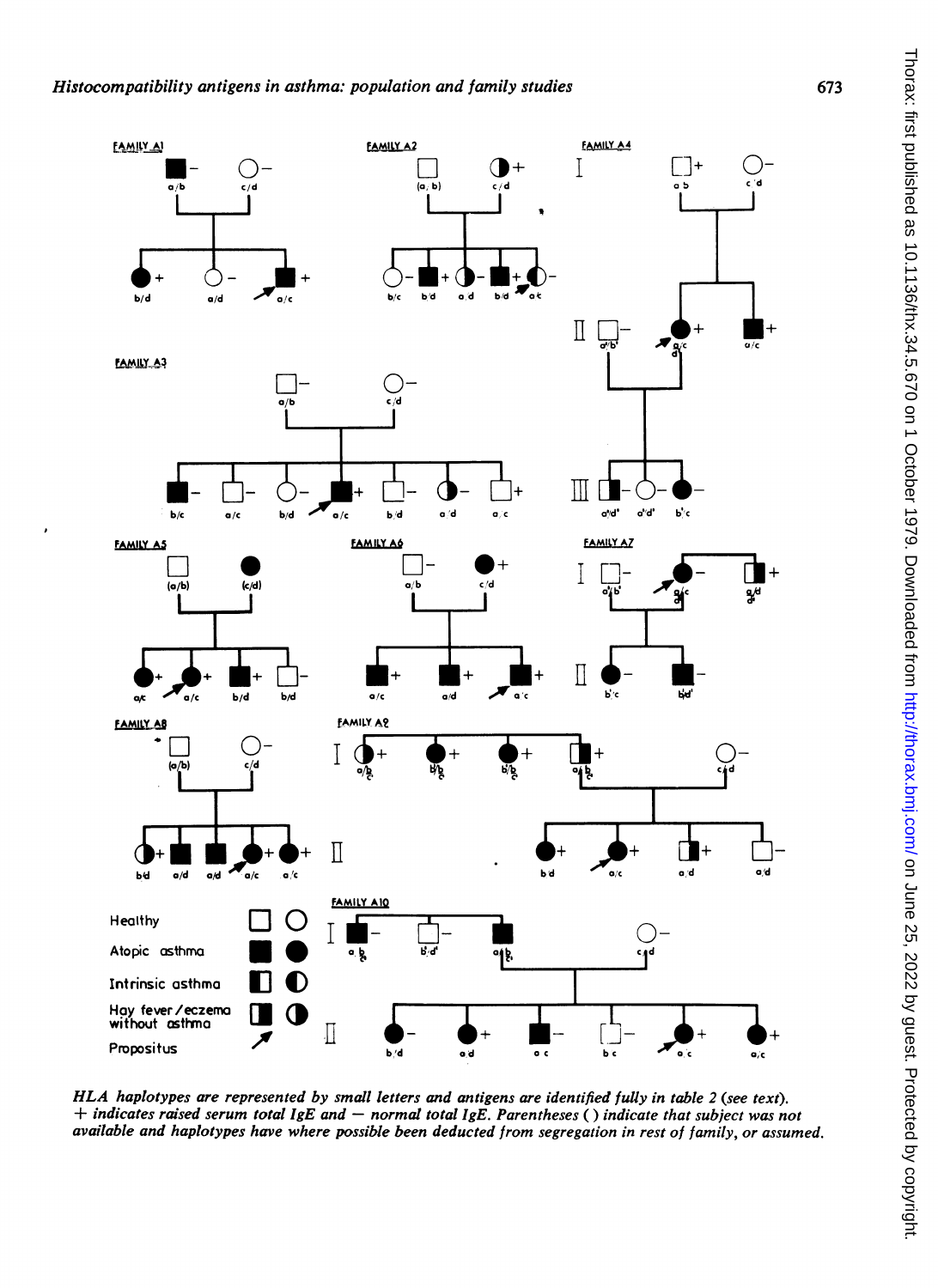*HLA haplotypes are represented by small letters and antigens are identified fully in table 2 (see text). + indicates raised serum total IgE and − normal total IgE. Parentheses ( ) indicate that subject was not available and haplotypes have where possible been deducted from segregation in rest of family, or assumed.*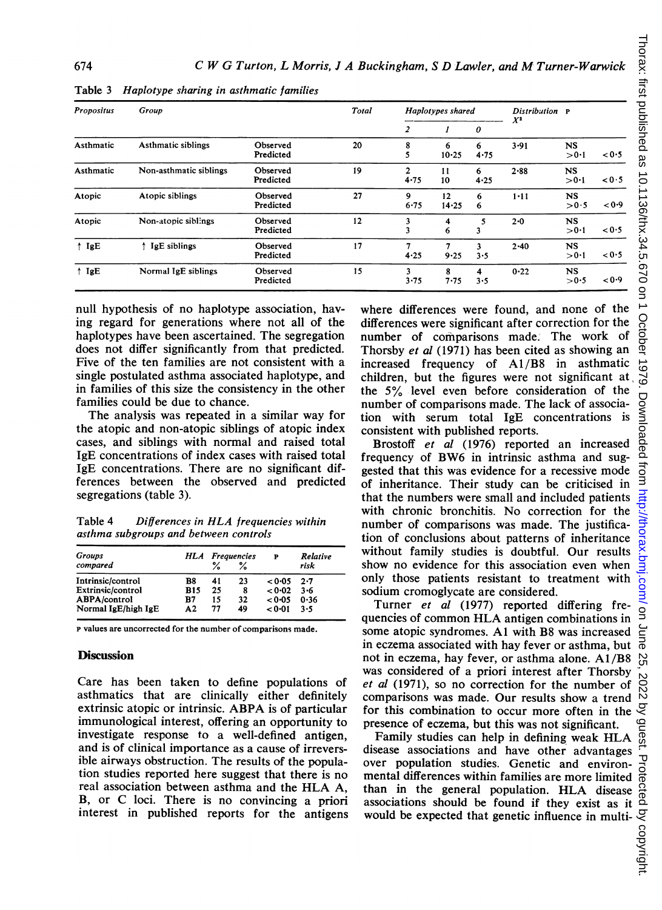Table 3 *Haplotype sharing in asthmatic families*

| Propositus | Group | | Total | Haplotypes shared | | | Distribution $X^2$ | P | |
|---|---|---|---|---|---|---|---|---|---|
| | | | | 2 | 1 | 0 | | | |
| Asthmatic | Asthmatic siblings | Observed | 20 | 8 | 6 | 6 | 3·91 | NS | |
| | | Predicted | | 5 | 10·25 | 4·75 | | >0·1 | <0·5 |
| Asthmatic | Non-asthmatic siblings | Observed | 19 | 2 | 11 | 6 | 2·88 | NS | |
| | | Predicted | | 4·75 | 10 | 4·25 | | >0·1 | <0·5 |
| Atopic | Atopic siblings | Observed | 27 | 9 | 12 | 6 | 1·11 | NS | |
| | | Predicted | | 6·75 | 14·25 | 6 | | >0·5 | <0·9 |
| Atopic | Non-atopic siblings | Observed | 12 | 3 | 4 | 5 | 2·0 | NS | |
| | | Predicted | | 3 | 6 | 3 | | >0·1 | <0·5 |
| ↑ IgE | ↑ IgE siblings | Observed | 17 | 7 | 7 | 3 | 2·40 | NS | |
| | | Predicted | | 4·25 | 9·25 | 3·5 | | >0·1 | <0·5 |
| ↑ IgE | Normal IgE siblings | Observed | 15 | 3 | 8 | 4 | 0·22 | NS | |
| | | Predicted | | 3·75 | 7·75 | 3·5 | | >0·5 | <0·9 |

null hypothesis of no haplotype association, having regard for generations where not all of the haplotypes have been ascertained. The segregation does not differ significantly from that predicted. Five of the ten families are not consistent with a single postulated asthma associated haplotype, and in families of this size the consistency in the other families could be due to chance.

The analysis was repeated in a similar way for the atopic and non-atopic siblings of atopic index cases, and siblings with normal and raised total IgE concentrations of index cases with raised total IgE concentrations. There are no significant differences between the observed and predicted segregations (table 3).

Table 4 *Differences in HLA frequencies within asthma subgroups and between controls*

| Groups compared | HLA | Frequencies % | % | P | Relative risk |
|---|---|---|---|---|---|
| Intrinsic/control | B8 | 41 | 23 | <0·05 | 2·7 |
| Extrinsic/control | B15 | 25 | 8 | <0·02 | 3·6 |
| ABPA/control | B7 | 15 | 32 | <0·05 | 0·36 |
| Normal IgE/high IgE | A2 | 77 | 49 | <0·01 | 3·5 |

P values are uncorrected for the number of comparisons made.

## Discussion

Care has been taken to define populations of asthmatics that are clinically either definitely extrinsic atopic or intrinsic. ABPA is of particular immunological interest, offering an opportunity to investigate response to a well-defined antigen, and is of clinical importance as a cause of irreversible airways obstruction. The results of the population studies reported here suggest that there is no real association between asthma and the HLA A, B, or C loci. There is no convincing a priori interest in published reports for the antigens where differences were found, and none of the differences were significant after correction for the number of comparisons made. The work of Thorsby *et al* (1971) has been cited as showing an increased frequency of A1/B8 in asthmatic children, but the figures were not significant at the 5% level even before consideration of the number of comparisons made. The lack of association with serum total IgE concentrations is consistent with published reports.

Brostoff *et al* (1976) reported an increased frequency of BW6 in intrinsic asthma and suggested that this was evidence for a recessive mode of inheritance. Their study can be criticised in that the numbers were small and included patients with chronic bronchitis. No correction for the number of comparisons was made. The justification of conclusions about patterns of inheritance without family studies is doubtful. Our results show no evidence for this association even when only those patients resistant to treatment with sodium cromoglycate are considered.

Turner *et al* (1977) reported differing frequencies of common HLA antigen combinations in some atopic syndromes. A1 with B8 was increased in eczema associated with hay fever or asthma, but not in eczema, hay fever, or asthma alone. A1/B8 was considered of a priori interest after Thorsby *et al* (1971), so no correction for the number of comparisons was made. Our results show a trend for this combination to occur more often in the presence of eczema, but this was not significant.

Family studies can help in defining weak HLA disease associations and have other advantages over population studies. Genetic and environmental differences within families are more limited than in the general population. HLA disease associations should be found if they exist as it would be expected that genetic influence in multi-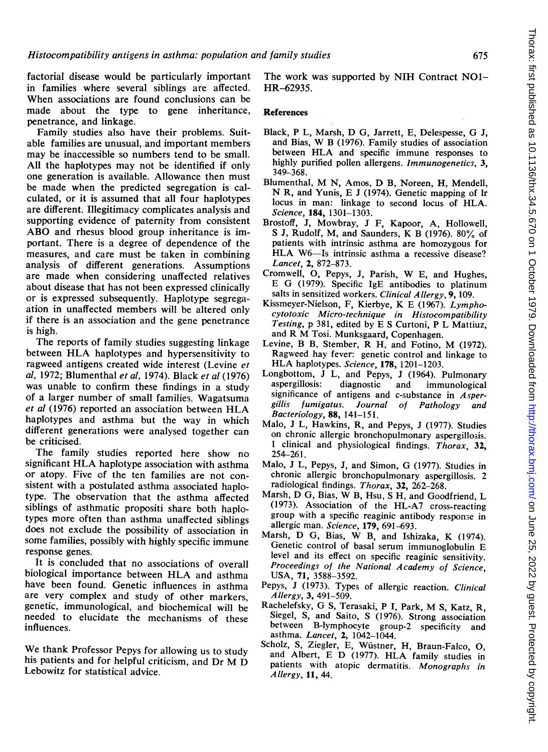factorial disease would be particularly important in families where several siblings are affected. When associations are found conclusions can be made about the type to gene inheritance, penetrance, and linkage.

Family studies also have their problems. Suitable families are unusual, and important members may be inaccessible so numbers tend to be small. All the haplotypes may not be identified if only one generation is available. Allowance then must be made when the predicted segregation is calculated, or it is assumed that all four haplotypes are different. Illegitimacy complicates analysis and supporting evidence of paternity from consistent ABO and rhesus blood group inheritance is important. There is a degree of dependence of the measures, and care must be taken in combining analysis of different generations. Assumptions are made when considering unaffected relatives about disease that has not been expressed clinically or is expressed subsequently. Haplotype segregation in unaffected members will be altered only if there is an association and the gene penetrance is high.

The reports of family studies suggesting linkage between HLA haplotypes and hypersensitivity to ragweed antigens created wide interest (Levine *et al*, 1972; Blumenthal *et al*, 1974). Black *et al* (1976) was unable to confirm these findings in a study of a larger number of small families. Wagatsuma *et al* (1976) reported an association between HLA haplotypes and asthma but the way in which different generations were analysed together can be criticised.

The family studies reported here show no significant HLA haplotype association with asthma or atopy. Five of the ten families are not consistent with a postulated asthma associated haplotype. The observation that the asthma affected siblings of asthmatic propositi share both haplotypes more often than asthma unaffected siblings does not exclude the possibility of association in some families, possibly with highly specific immune response genes.

It is concluded that no associations of overall biological importance between HLA and asthma have been found. Genetic influences in asthma are very complex and study of other markers, genetic, immunological, and biochemical will be needed to elucidate the mechanisms of these influences.

We thank Professor Pepys for allowing us to study his patients and for helpful criticism, and Dr M D Lebowitz for statistical advice.

The work was supported by NIH Contract NO1–HR–62935.

## References

Black, P L, Marsh, D G, Jarrett, E, Delespesse, G J, and Bias, W B (1976). Family studies of association between HLA and specific immune responses to highly purified pollen allergens. *Immunogenetics*, **3**, 349–368.

Blumenthal, M N, Amos, D B, Noreen, H, Mendell, N R, and Yunis, E J (1974). Genetic mapping of Ir locus in man: linkage to second locus of HLA. *Science*, **184**, 1301–1303.

Brostoff, J, Mowbray, J F, Kapoor, A, Hollowell, S J, Rudolf, M, and Saunders, K B (1976). 80% of patients with intrinsic asthma are homozygous for HLA W6—Is intrinsic asthma a recessive disease? *Lancet*, **2**, 872–873.

Cromwell, O, Pepys, J, Parish, W E, and Hughes, E G (1979). Specific IgE antibodies to platinum salts in sensitized workers. *Clinical Allergy*, **9**, 109.

Kissmeyer-Nielson, F, Kierbye, K E (1967). *Lymphocytotoxic Micro-technique in Histocompatibility Testing*, p 381, edited by E S Curtoni, P L Mattiuz, and R M Tosi. Munksgaard, Copenhagen.

Levine, B B, Stember, R H, and Fotino, M (1972). Ragweed hay fever: genetic control and linkage to HLA haplotypes. *Science*, **178**, 1201–1203.

Longbottom, J L, and Pepys, J (1964). Pulmonary aspergillosis: diagnostic and immunological significance of antigens and c-substance in *Aspergillis fumigatus*. *Journal of Pathology and Bacteriology*, **88**, 141–151.

Malo, J L, Hawkins, R, and Pepys, J (1977). Studies on chronic allergic bronchopulmonary aspergillosis. 1 clinical and physiological findings. *Thorax*, **32**, 254–261.

Malo, J L, Pepys, J, and Simon, G (1977). Studies in chronic allergic bronchopulmonary aspergillosis. 2 radiological findings. *Thorax*, **32**, 262–268.

Marsh, D G, Bias, W B, Hsu, S H, and Goodfriend, L (1973). Association of the HL-A7 cross-reacting group with a specific reaginic antibody response in allergic man. *Science*, **179**, 691–693.

Marsh, D G, Bias, W B, and Ishizaka, K (1974). Genetic control of basal serum immunoglobulin E level and its effect on specific reaginic sensitivity. *Proceedings of the National Academy of Science*, USA, **71**, 3588–3592.

Pepys, J (1973). Types of allergic reaction. *Clinical Allergy*, **3**, 491–509.

Rachelefsky, G S, Terasaki, P I, Park, M S, Katz, R, Siegel, S, and Saito, S (1976). Strong association between B-lymphocyte group-2 specificity and asthma. *Lancet*, **2**, 1042–1044.

Scholz, S, Ziegler, E, Wüstner, H, Braun-Falco, O, and Albert, E D (1977). HLA family studies in patients with atopic dermatitis. *Monographs in Allergy*, **11**, 44.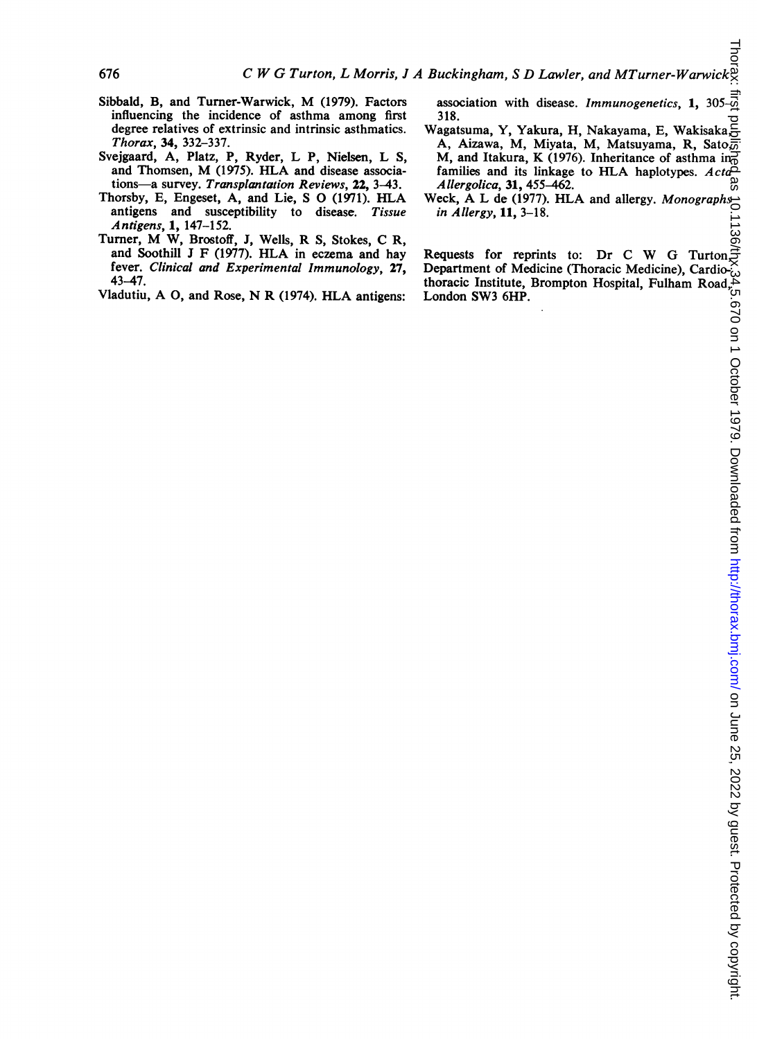Sibbald, B, and Turner-Warwick, M (1979). Factors influencing the incidence of asthma among first degree relatives of extrinsic and intrinsic asthmatics. *Thorax*, **34**, 332–337.

Svejgaard, A, Platz, P, Ryder, L P, Nielsen, L S, and Thomsen, M (1975). HLA and disease associations—a survey. *Transplantation Reviews*, **22**, 3–43.

Thorsby, E, Engeset, A, and Lie, S O (1971). HLA antigens and susceptibility to disease. *Tissue Antigens*, **1**, 147–152.

Turner, M W, Brostoff, J, Wells, R S, Stokes, C R, and Soothill J F (1977). HLA in eczema and hay fever. *Clinical and Experimental Immunology*, **27**, 43–47.

Vladutiu, A O, and Rose, N R (1974). HLA antigens: association with disease. *Immunogenetics*, **1**, 305–318.

Wagatsuma, Y, Yakura, H, Nakayama, E, Wakisaka, A, Aizawa, M, Miyata, M, Matsuyama, R, Sato, M, and Itakura, K (1976). Inheritance of asthma in families and its linkage to HLA haplotypes. *Acta Allergolica*, **31**, 455–462.

Weck, A L de (1977). HLA and allergy. *Monographs in Allergy*, **11**, 3–18.

Requests for reprints to: Dr C W G Turton, Department of Medicine (Thoracic Medicine), Cardiothoracic Institute, Brompton Hospital, Fulham Road, London SW3 6HP.